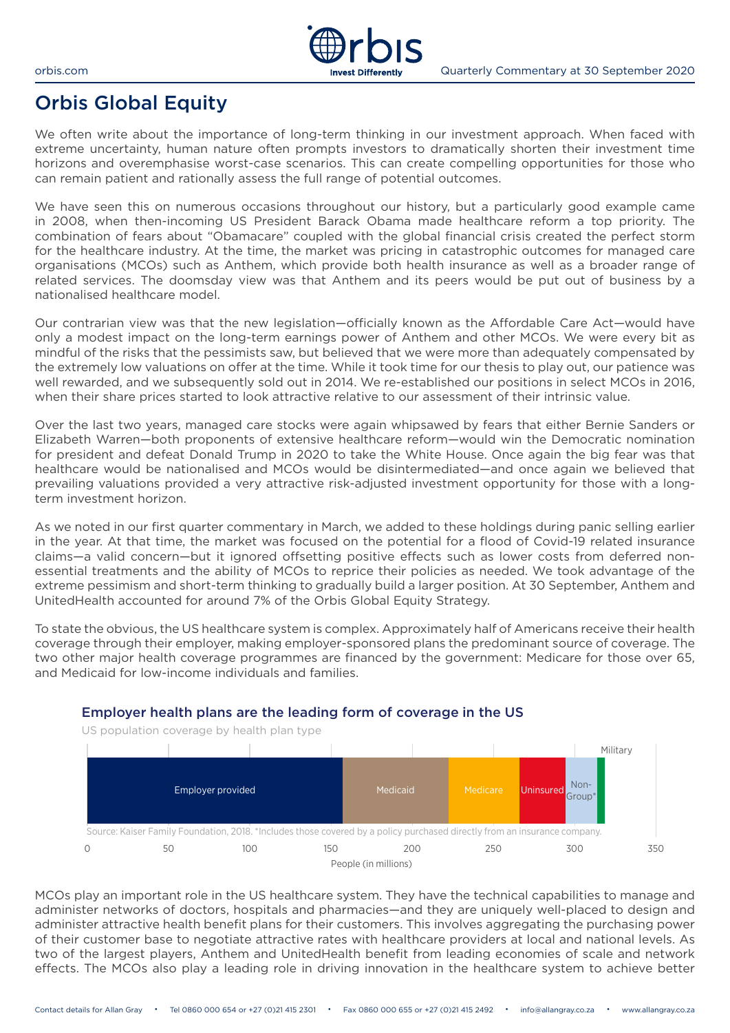# Orbis Global Equity

We often write about the importance of long-term thinking in our investment approach. When faced with extreme uncertainty, human nature often prompts investors to dramatically shorten their investment time horizons and overemphasise worst-case scenarios. This can create compelling opportunities for those who can remain patient and rationally assess the full range of potential outcomes.

We have seen this on numerous occasions throughout our history, but a particularly good example came in 2008, when then-incoming US President Barack Obama made healthcare reform a top priority. The combination of fears about "Obamacare" coupled with the global financial crisis created the perfect storm for the healthcare industry. At the time, the market was pricing in catastrophic outcomes for managed care organisations (MCOs) such as Anthem, which provide both health insurance as well as a broader range of related services. The doomsday view was that Anthem and its peers would be put out of business by a nationalised healthcare model.

Our contrarian view was that the new legislation—officially known as the Affordable Care Act—would have only a modest impact on the long-term earnings power of Anthem and other MCOs. We were every bit as mindful of the risks that the pessimists saw, but believed that we were more than adequately compensated by the extremely low valuations on offer at the time. While it took time for our thesis to play out, our patience was well rewarded, and we subsequently sold out in 2014. We re-established our positions in select MCOs in 2016, when their share prices started to look attractive relative to our assessment of their intrinsic value.

Over the last two years, managed care stocks were again whipsawed by fears that either Bernie Sanders or Elizabeth Warren—both proponents of extensive healthcare reform—would win the Democratic nomination for president and defeat Donald Trump in 2020 to take the White House. Once again the big fear was that healthcare would be nationalised and MCOs would be disintermediated—and once again we believed that prevailing valuations provided a very attractive risk-adjusted investment opportunity for those with a long-term investment horizon.

As we noted in our first quarter commentary in March, we added to these holdings during panic selling earlier in the year. At that time, the market was focused on the potential for a flood of Covid-19 related insurance claims—a valid concern—but it ignored offsetting positive effects such as lower costs from deferred non-essential treatments and the ability of MCOs to reprice their policies as needed. We took advantage of the extreme pessimism and short-term thinking to gradually build a larger position. At 30 September, Anthem and UnitedHealth accounted for around 7% of the Orbis Global Equity Strategy.

To state the obvious, the US healthcare system is complex. Approximately half of Americans receive their health coverage through their employer, making employer-sponsored plans the predominant source of coverage. The two other major health coverage programmes are financed by the government: Medicare for those over 65, and Medicaid for low-income individuals and families.

**Employer health plans are the leading form of coverage in the US**

US population coverage by health plan type

| Employer provided | Medicaid | Medicare | Uninsured | Non-Group* | Military |
|---|---|---|---|---|---|

People (in millions): 0, 50, 100, 150, 200, 250, 300, 350

Source: Kaiser Family Foundation, 2018. *Includes those covered by a policy purchased directly from an insurance company.

MCOs play an important role in the US healthcare system. They have the technical capabilities to manage and administer networks of doctors, hospitals and pharmacies—and they are uniquely well-placed to design and administer attractive health benefit plans for their customers. This involves aggregating the purchasing power of their customer base to negotiate attractive rates with healthcare providers at local and national levels. As two of the largest players, Anthem and UnitedHealth benefit from leading economies of scale and network effects. The MCOs also play a leading role in driving innovation in the healthcare system to achieve better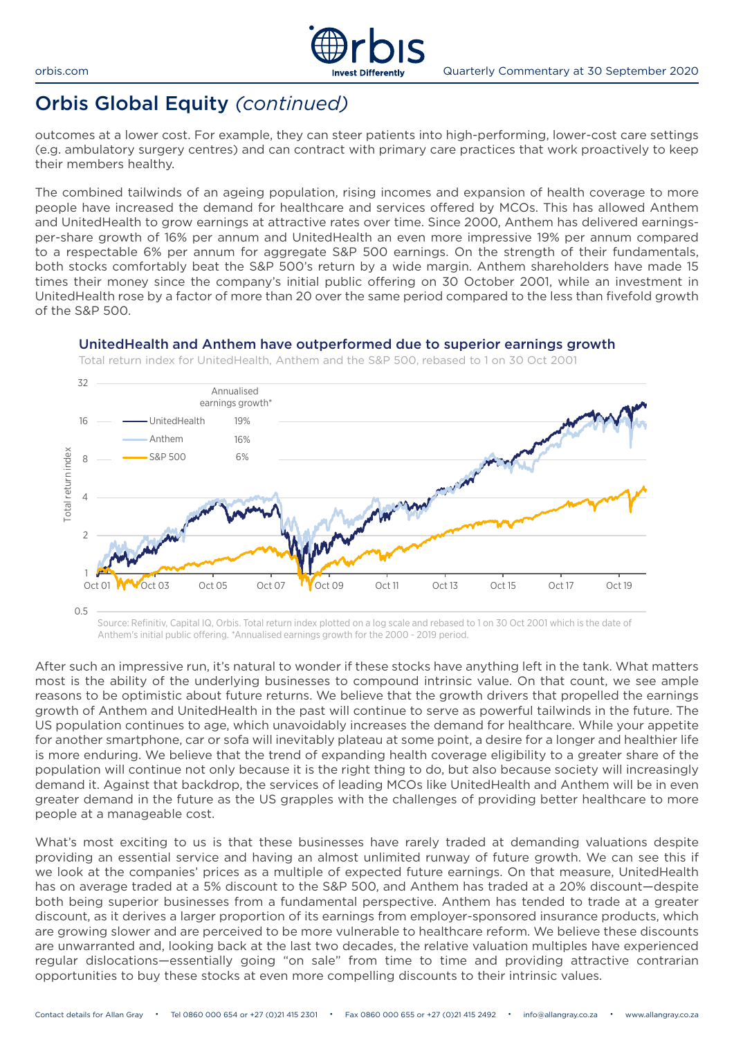# Orbis Global Equity *(continued)*

outcomes at a lower cost. For example, they can steer patients into high-performing, lower-cost care settings (e.g. ambulatory surgery centres) and can contract with primary care practices that work proactively to keep their members healthy.

The combined tailwinds of an ageing population, rising incomes and expansion of health coverage to more people have increased the demand for healthcare and services offered by MCOs. This has allowed Anthem and UnitedHealth to grow earnings at attractive rates over time. Since 2000, Anthem has delivered earnings-per-share growth of 16% per annum and UnitedHealth an even more impressive 19% per annum compared to a respectable 6% per annum for aggregate S&P 500 earnings. On the strength of their fundamentals, both stocks comfortably beat the S&P 500's return by a wide margin. Anthem shareholders have made 15 times their money since the company's initial public offering on 30 October 2001, while an investment in UnitedHealth rose by a factor of more than 20 over the same period compared to the less than fivefold growth of the S&P 500.

### UnitedHealth and Anthem have outperformed due to superior earnings growth

Total return index for UnitedHealth, Anthem and the S&P 500, rebased to 1 on 30 Oct 2001

| | Annualised earnings growth* |
|---|---|
| UnitedHealth | 19% |
| Anthem | 16% |
| S&P 500 | 6% |

Source: Refinitiv, Capital IQ, Orbis. Total return index plotted on a log scale and rebased to 1 on 30 Oct 2001 which is the date of Anthem's initial public offering. *Annualised earnings growth for the 2000 - 2019 period.

After such an impressive run, it's natural to wonder if these stocks have anything left in the tank. What matters most is the ability of the underlying businesses to compound intrinsic value. On that count, we see ample reasons to be optimistic about future returns. We believe that the growth drivers that propelled the earnings growth of Anthem and UnitedHealth in the past will continue to serve as powerful tailwinds in the future. The US population continues to age, which unavoidably increases the demand for healthcare. While your appetite for another smartphone, car or sofa will inevitably plateau at some point, a desire for a longer and healthier life is more enduring. We believe that the trend of expanding health coverage eligibility to a greater share of the population will continue not only because it is the right thing to do, but also because society will increasingly demand it. Against that backdrop, the services of leading MCOs like UnitedHealth and Anthem will be in even greater demand in the future as the US grapples with the challenges of providing better healthcare to more people at a manageable cost.

What's most exciting to us is that these businesses have rarely traded at demanding valuations despite providing an essential service and having an almost unlimited runway of future growth. We can see this if we look at the companies' prices as a multiple of expected future earnings. On that measure, UnitedHealth has on average traded at a 5% discount to the S&P 500, and Anthem has traded at a 20% discount—despite both being superior businesses from a fundamental perspective. Anthem has tended to trade at a greater discount, as it derives a larger proportion of its earnings from employer-sponsored insurance products, which are growing slower and are perceived to be more vulnerable to healthcare reform. We believe these discounts are unwarranted and, looking back at the last two decades, the relative valuation multiples have experienced regular dislocations—essentially going "on sale" from time to time and providing attractive contrarian opportunities to buy these stocks at even more compelling discounts to their intrinsic values.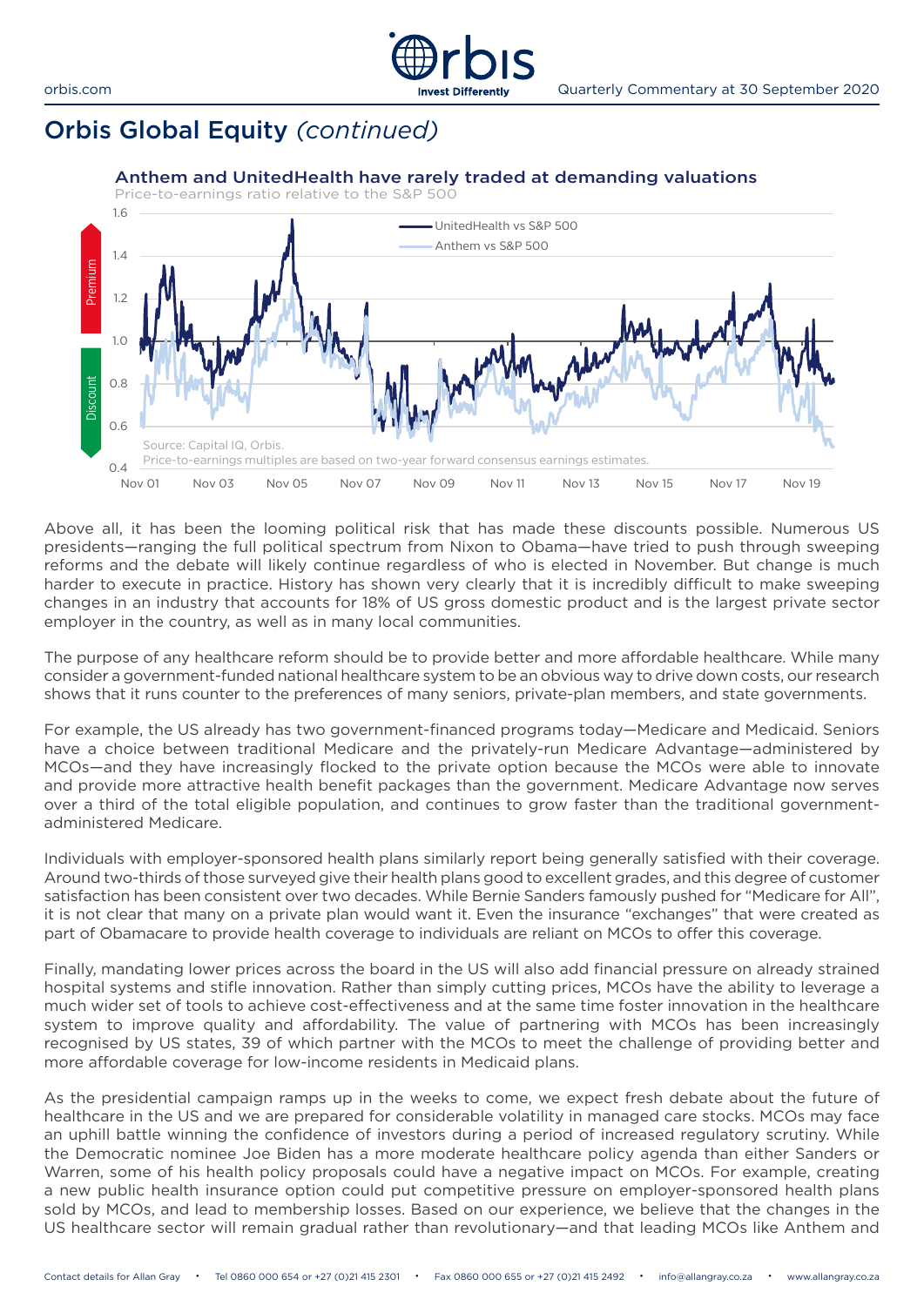## Orbis Global Equity *(continued)*

**Anthem and UnitedHealth have rarely traded at demanding valuations**

Price-to-earnings ratio relative to the S&P 500

Source: Capital IQ, Orbis.
Price-to-earnings multiples are based on two-year forward consensus earnings estimates.

Above all, it has been the looming political risk that has made these discounts possible. Numerous US presidents—ranging the full political spectrum from Nixon to Obama—have tried to push through sweeping reforms and the debate will likely continue regardless of who is elected in November. But change is much harder to execute in practice. History has shown very clearly that it is incredibly difficult to make sweeping changes in an industry that accounts for 18% of US gross domestic product and is the largest private sector employer in the country, as well as in many local communities.

The purpose of any healthcare reform should be to provide better and more affordable healthcare. While many consider a government-funded national healthcare system to be an obvious way to drive down costs, our research shows that it runs counter to the preferences of many seniors, private-plan members, and state governments.

For example, the US already has two government-financed programs today—Medicare and Medicaid. Seniors have a choice between traditional Medicare and the privately-run Medicare Advantage—administered by MCOs—and they have increasingly flocked to the private option because the MCOs were able to innovate and provide more attractive health benefit packages than the government. Medicare Advantage now serves over a third of the total eligible population, and continues to grow faster than the traditional government-administered Medicare.

Individuals with employer-sponsored health plans similarly report being generally satisfied with their coverage. Around two-thirds of those surveyed give their health plans good to excellent grades, and this degree of customer satisfaction has been consistent over two decades. While Bernie Sanders famously pushed for "Medicare for All", it is not clear that many on a private plan would want it. Even the insurance "exchanges" that were created as part of Obamacare to provide health coverage to individuals are reliant on MCOs to offer this coverage.

Finally, mandating lower prices across the board in the US will also add financial pressure on already strained hospital systems and stifle innovation. Rather than simply cutting prices, MCOs have the ability to leverage a much wider set of tools to achieve cost-effectiveness and at the same time foster innovation in the healthcare system to improve quality and affordability. The value of partnering with MCOs has been increasingly recognised by US states, 39 of which partner with the MCOs to meet the challenge of providing better and more affordable coverage for low-income residents in Medicaid plans.

As the presidential campaign ramps up in the weeks to come, we expect fresh debate about the future of healthcare in the US and we are prepared for considerable volatility in managed care stocks. MCOs may face an uphill battle winning the confidence of investors during a period of increased regulatory scrutiny. While the Democratic nominee Joe Biden has a more moderate healthcare policy agenda than either Sanders or Warren, some of his health policy proposals could have a negative impact on MCOs. For example, creating a new public health insurance option could put competitive pressure on employer-sponsored health plans sold by MCOs, and lead to membership losses. Based on our experience, we believe that the changes in the US healthcare sector will remain gradual rather than revolutionary—and that leading MCOs like Anthem and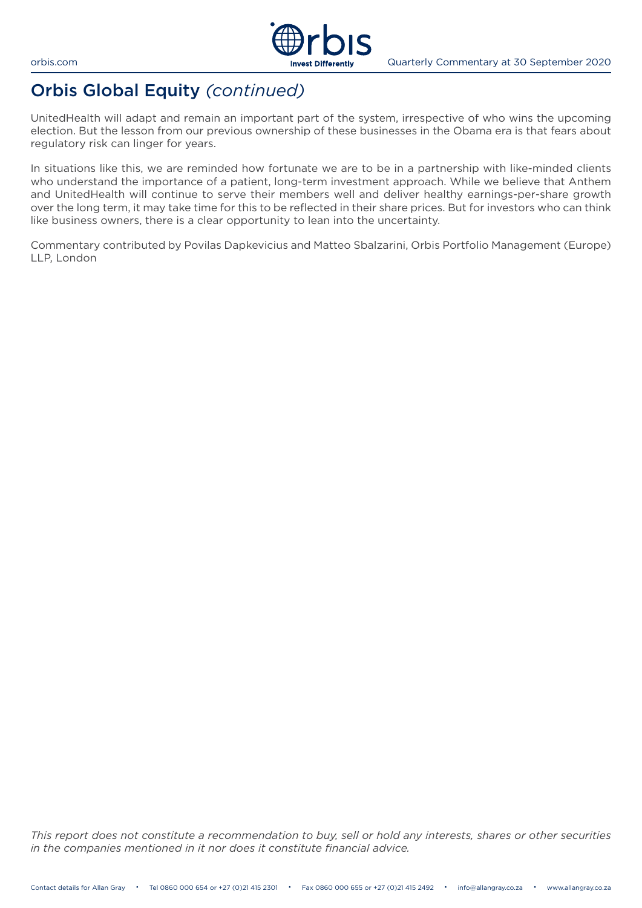# Orbis Global Equity *(continued)*

UnitedHealth will adapt and remain an important part of the system, irrespective of who wins the upcoming election. But the lesson from our previous ownership of these businesses in the Obama era is that fears about regulatory risk can linger for years.

In situations like this, we are reminded how fortunate we are to be in a partnership with like-minded clients who understand the importance of a patient, long-term investment approach. While we believe that Anthem and UnitedHealth will continue to serve their members well and deliver healthy earnings-per-share growth over the long term, it may take time for this to be reflected in their share prices. But for investors who can think like business owners, there is a clear opportunity to lean into the uncertainty.

Commentary contributed by Povilas Dapkevicius and Matteo Sbalzarini, Orbis Portfolio Management (Europe) LLP, London

*This report does not constitute a recommendation to buy, sell or hold any interests, shares or other securities in the companies mentioned in it nor does it constitute financial advice.*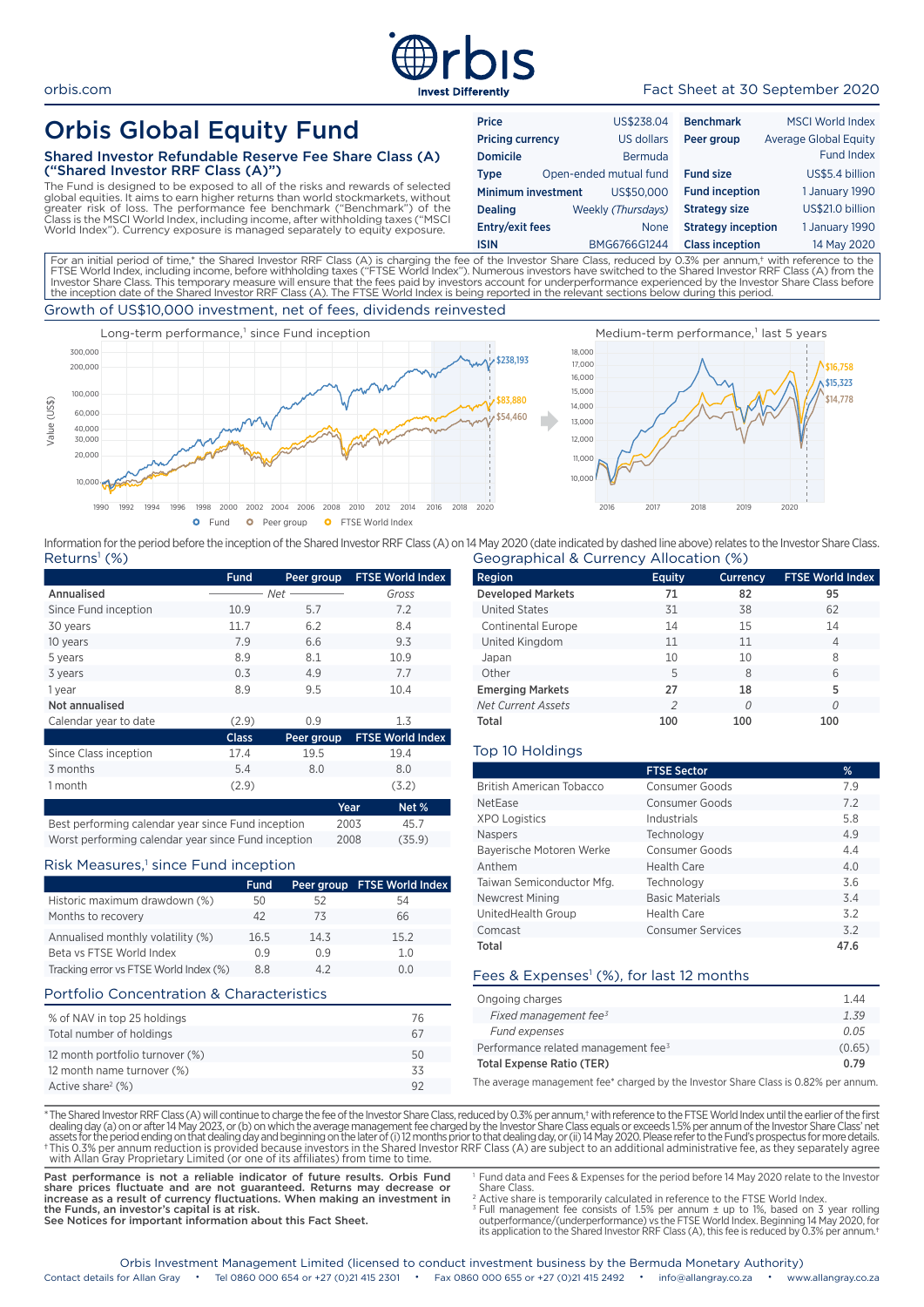orbis.com

Fact Sheet at 30 September 2020

# Orbis Global Equity Fund

## Shared Investor Refundable Reserve Fee Share Class (A) ("Shared Investor RRF Class (A)")

The Fund is designed to be exposed to all of the risks and rewards of selected global equities. It aims to earn higher returns than world stockmarkets, without greater risk of loss. The performance fee benchmark ("Benchmark") of the Class is the MSCI World Index, including income, after withholding taxes ("MSCI World Index"). Currency exposure is managed separately to equity exposure.

| | | | |
|---|---|---|---|
| **Price** | US$238.04 | **Benchmark** | MSCI World Index |
| **Pricing currency** | US dollars | **Peer group** | Average Global Equity Fund Index |
| **Domicile** | Bermuda | | |
| **Type** | Open-ended mutual fund | **Fund size** | US$5.4 billion |
| **Minimum investment** | US$50,000 | **Fund inception** | 1 January 1990 |
| **Dealing** | Weekly *(Thursdays)* | **Strategy size** | US$21.0 billion |
| **Entry/exit fees** | None | **Strategy inception** | 1 January 1990 |
| **ISIN** | BMG6766G1244 | **Class inception** | 14 May 2020 |

For an initial period of time,* the Shared Investor RRF Class (A) is charging the fee of the Investor Share Class, reduced by 0.3% per annum,† with reference to the FTSE World Index, including income, before withholding taxes ("FTSE World Index"). Numerous investors have switched to the Shared Investor RRF Class (A) from the Investor Share Class. This temporary measure will ensure that the fees paid by investors account for underperformance experienced by the Investor Share Class before the inception date of the Shared Investor RRF Class (A). The FTSE World Index is being reported in the relevant sections below during this period.

## Growth of US$10,000 investment, net of fees, dividends reinvested

Long-term performance,[1] since Fund inception: Fund $238,193; FTSE World Index $83,880; Peer group $54,460

Medium-term performance,[1] last 5 years: $16,758; $15,323; $14,778

Legend: Fund, Peer group, FTSE World Index

Information for the period before the inception of the Shared Investor RRF Class (A) on 14 May 2020 (date indicated by dashed line above) relates to the Investor Share Class.

## Returns[1] (%)

| | Fund | Peer group | FTSE World Index |
|---|---|---|---|
| **Annualised** | | *Net* | *Gross* |
| Since Fund inception | 10.9 | 5.7 | 7.2 |
| 30 years | 11.7 | 6.2 | 8.4 |
| 10 years | 7.9 | 6.6 | 9.3 |
| 5 years | 8.9 | 8.1 | 10.9 |
| 3 years | 0.3 | 4.9 | 7.7 |
| 1 year | 8.9 | 9.5 | 10.4 |
| **Not annualised** | | | |
| Calendar year to date | (2.9) | 0.9 | 1.3 |
| | **Class** | **Peer group** | **FTSE World Index** |
| Since Class inception | 17.4 | 19.5 | 19.4 |
| 3 months | 5.4 | 8.0 | 8.0 |
| 1 month | (2.9) | | (3.2) |

| | Year | Net % |
|---|---|---|
| Best performing calendar year since Fund inception | 2003 | 45.7 |
| Worst performing calendar year since Fund inception | 2008 | (35.9) |

## Risk Measures,[1] since Fund inception

| | Fund | Peer group | FTSE World Index |
|---|---|---|---|
| Historic maximum drawdown (%) | 50 | 52 | 54 |
| Months to recovery | 42 | 73 | 66 |
| Annualised monthly volatility (%) | 16.5 | 14.3 | 15.2 |
| Beta vs FTSE World Index | 0.9 | 0.9 | 1.0 |
| Tracking error vs FTSE World Index (%) | 8.8 | 4.2 | 0.0 |

## Portfolio Concentration & Characteristics

| | |
|---|---|
| % of NAV in top 25 holdings | 76 |
| Total number of holdings | 67 |
| 12 month portfolio turnover (%) | 50 |
| 12 month name turnover (%) | 33 |
| Active share[2] (%) | 92 |

## Geographical & Currency Allocation (%)

| Region | Equity | Currency | FTSE World Index |
|---|---|---|---|
| **Developed Markets** | **71** | **82** | **95** |
| United States | 31 | 38 | 62 |
| Continental Europe | 14 | 15 | 14 |
| United Kingdom | 11 | 11 | 4 |
| Japan | 10 | 10 | 8 |
| Other | 5 | 8 | 6 |
| **Emerging Markets** | **27** | **18** | **5** |
| *Net Current Assets* | *2* | *0* | *0* |
| **Total** | **100** | **100** | **100** |

## Top 10 Holdings

| | FTSE Sector | % |
|---|---|---|
| British American Tobacco | Consumer Goods | 7.9 |
| NetEase | Consumer Goods | 7.2 |
| XPO Logistics | Industrials | 5.8 |
| Naspers | Technology | 4.9 |
| Bayerische Motoren Werke | Consumer Goods | 4.4 |
| Anthem | Health Care | 4.0 |
| Taiwan Semiconductor Mfg. | Technology | 3.6 |
| Newcrest Mining | Basic Materials | 3.4 |
| UnitedHealth Group | Health Care | 3.2 |
| Comcast | Consumer Services | 3.2 |
| **Total** | | **47.6** |

## Fees & Expenses[1] (%), for last 12 months

| | |
|---|---|
| Ongoing charges | 1.44 |
| *Fixed management fee[3]* | *1.39* |
| *Fund expenses* | *0.05* |
| Performance related management fee[3] | (0.65) |
| **Total Expense Ratio (TER)** | **0.79** |

The average management fee* charged by the Investor Share Class is 0.82% per annum.

\* The Shared Investor RRF Class (A) will continue to charge the fee of the Investor Share Class, reduced by 0.3% per annum,† with reference to the FTSE World Index until the earlier of the first dealing day (a) on or after 14 May 2023, or (b) on which the average management fee charged by the Investor Share Class equals or exceeds 1.5% per annum of the Investor Share Class' net assets for the period ending on that dealing day and beginning on the later of (i) 12 months prior to that dealing day, or (ii) 14 May 2020. Please refer to the Fund's prospectus for more details.

† This 0.3% per annum reduction is provided because investors in the Shared Investor RRF Class (A) are subject to an additional administrative fee, as they separately agree with Allan Gray Proprietary Limited (or one of its affiliates) from time to time.

**Past performance is not a reliable indicator of future results. Orbis Fund share prices fluctuate and are not guaranteed. Returns may decrease or increase as a result of currency fluctuations. When making an investment in the Funds, an investor's capital is at risk.**
**See Notices for important information about this Fact Sheet.**

[1] Fund data and Fees & Expenses for the period before 14 May 2020 relate to the Investor Share Class.
[2] Active share is temporarily calculated in reference to the FTSE World Index.
[3] Full management fee consists of 1.5% per annum ± up to 1%, based on 3 year rolling outperformance/(underperformance) vs the FTSE World Index. Beginning 14 May 2020, for its application to the Shared Investor RRF Class (A), this fee is reduced by 0.3% per annum.†

Orbis Investment Management Limited (licensed to conduct investment business by the Bermuda Monetary Authority)

Contact details for Allan Gray • Tel 0860 000 654 or +27 (0)21 415 2301 • Fax 0860 000 655 or +27 (0)21 415 2492 • info@allangray.co.za • www.allangray.co.za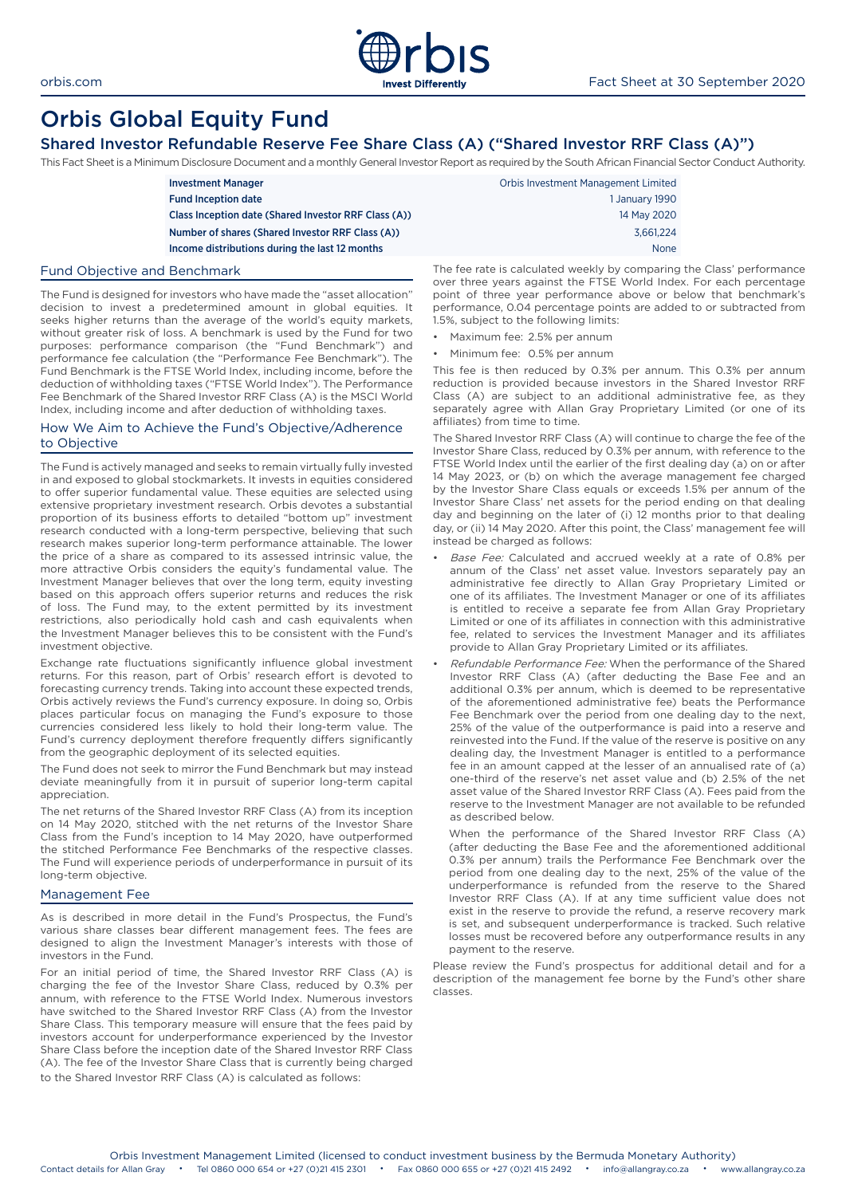# Orbis Global Equity Fund

## Shared Investor Refundable Reserve Fee Share Class (A) ("Shared Investor RRF Class (A)")

This Fact Sheet is a Minimum Disclosure Document and a monthly General Investor Report as required by the South African Financial Sector Conduct Authority.

| | |
|---|---|
| **Investment Manager** | Orbis Investment Management Limited |
| **Fund Inception date** | 1 January 1990 |
| **Class Inception date (Shared Investor RRF Class (A))** | 14 May 2020 |
| **Number of shares (Shared Investor RRF Class (A))** | 3,661,224 |
| **Income distributions during the last 12 months** | None |

### Fund Objective and Benchmark

The Fund is designed for investors who have made the "asset allocation" decision to invest a predetermined amount in global equities. It seeks higher returns than the average of the world's equity markets, without greater risk of loss. A benchmark is used by the Fund for two purposes: performance comparison (the "Fund Benchmark") and performance fee calculation (the "Performance Fee Benchmark"). The Fund Benchmark is the FTSE World Index, including income, before the deduction of withholding taxes ("FTSE World Index"). The Performance Fee Benchmark of the Shared Investor RRF Class (A) is the MSCI World Index, including income and after deduction of withholding taxes.

### How We Aim to Achieve the Fund's Objective/Adherence to Objective

The Fund is actively managed and seeks to remain virtually fully invested in and exposed to global stockmarkets. It invests in equities considered to offer superior fundamental value. These equities are selected using extensive proprietary investment research. Orbis devotes a substantial proportion of its business efforts to detailed "bottom up" investment research conducted with a long-term perspective, believing that such research makes superior long-term performance attainable. The lower the price of a share as compared to its assessed intrinsic value, the more attractive Orbis considers the equity's fundamental value. The Investment Manager believes that over the long term, equity investing based on this approach offers superior returns and reduces the risk of loss. The Fund may, to the extent permitted by its investment restrictions, also periodically hold cash and cash equivalents when the Investment Manager believes this to be consistent with the Fund's investment objective.

Exchange rate fluctuations significantly influence global investment returns. For this reason, part of Orbis' research effort is devoted to forecasting currency trends. Taking into account these expected trends, Orbis actively reviews the Fund's currency exposure. In doing so, Orbis places particular focus on managing the Fund's exposure to those currencies considered less likely to hold their long-term value. The Fund's currency deployment therefore frequently differs significantly from the geographic deployment of its selected equities.

The Fund does not seek to mirror the Fund Benchmark but may instead deviate meaningfully from it in pursuit of superior long-term capital appreciation.

The net returns of the Shared Investor RRF Class (A) from its inception on 14 May 2020, stitched with the net returns of the Investor Share Class from the Fund's inception to 14 May 2020, have outperformed the stitched Performance Fee Benchmarks of the respective classes. The Fund will experience periods of underperformance in pursuit of its long-term objective.

### Management Fee

As is described in more detail in the Fund's Prospectus, the Fund's various share classes bear different management fees. The fees are designed to align the Investment Manager's interests with those of investors in the Fund.

For an initial period of time, the Shared Investor RRF Class (A) is charging the fee of the Investor Share Class, reduced by 0.3% per annum, with reference to the FTSE World Index. Numerous investors have switched to the Shared Investor RRF Class (A) from the Investor Share Class. This temporary measure will ensure that the fees paid by investors account for underperformance experienced by the Investor Share Class before the inception date of the Shared Investor RRF Class (A). The fee of the Investor Share Class that is currently being charged to the Shared Investor RRF Class (A) is calculated as follows:

The fee rate is calculated weekly by comparing the Class' performance over three years against the FTSE World Index. For each percentage point of three year performance above or below that benchmark's performance, 0.04 percentage points are added to or subtracted from 1.5%, subject to the following limits:

- Maximum fee: 2.5% per annum
- Minimum fee: 0.5% per annum

This fee is then reduced by 0.3% per annum. This 0.3% per annum reduction is provided because investors in the Shared Investor RRF Class (A) are subject to an additional administrative fee, as they separately agree with Allan Gray Proprietary Limited (or one of its affiliates) from time to time.

The Shared Investor RRF Class (A) will continue to charge the fee of the Investor Share Class, reduced by 0.3% per annum, with reference to the FTSE World Index until the earlier of the first dealing day (a) on or after 14 May 2023, or (b) on which the average management fee charged by the Investor Share Class equals or exceeds 1.5% per annum of the Investor Share Class' net assets for the period ending on that dealing day and beginning on the later of (i) 12 months prior to that dealing day, or (ii) 14 May 2020. After this point, the Class' management fee will instead be charged as follows:

- *Base Fee:* Calculated and accrued weekly at a rate of 0.8% per annum of the Class' net asset value. Investors separately pay an administrative fee directly to Allan Gray Proprietary Limited or one of its affiliates. The Investment Manager or one of its affiliates is entitled to receive a separate fee from Allan Gray Proprietary Limited or one of its affiliates in connection with this administrative fee, related to services the Investment Manager and its affiliates provide to Allan Gray Proprietary Limited or its affiliates.
- *Refundable Performance Fee:* When the performance of the Shared Investor RRF Class (A) (after deducting the Base Fee and an additional 0.3% per annum, which is deemed to be representative of the aforementioned administrative fee) beats the Performance Fee Benchmark over the period from one dealing day to the next, 25% of the value of the outperformance is paid into a reserve and reinvested into the Fund. If the value of the reserve is positive on any dealing day, the Investment Manager is entitled to a performance fee in an amount capped at the lesser of an annualised rate of (a) one-third of the reserve's net asset value and (b) 2.5% of the net asset value of the Shared Investor RRF Class (A). Fees paid from the reserve to the Investment Manager are not available to be refunded as described below.

  When the performance of the Shared Investor RRF Class (A) (after deducting the Base Fee and the aforementioned additional 0.3% per annum) trails the Performance Fee Benchmark over the period from one dealing day to the next, 25% of the value of the underperformance is refunded from the reserve to the Shared Investor RRF Class (A). If at any time sufficient value does not exist in the reserve to provide the refund, a reserve recovery mark is set, and subsequent underperformance is tracked. Such relative losses must be recovered before any outperformance results in any payment to the reserve.

Please review the Fund's prospectus for additional detail and for a description of the management fee borne by the Fund's other share classes.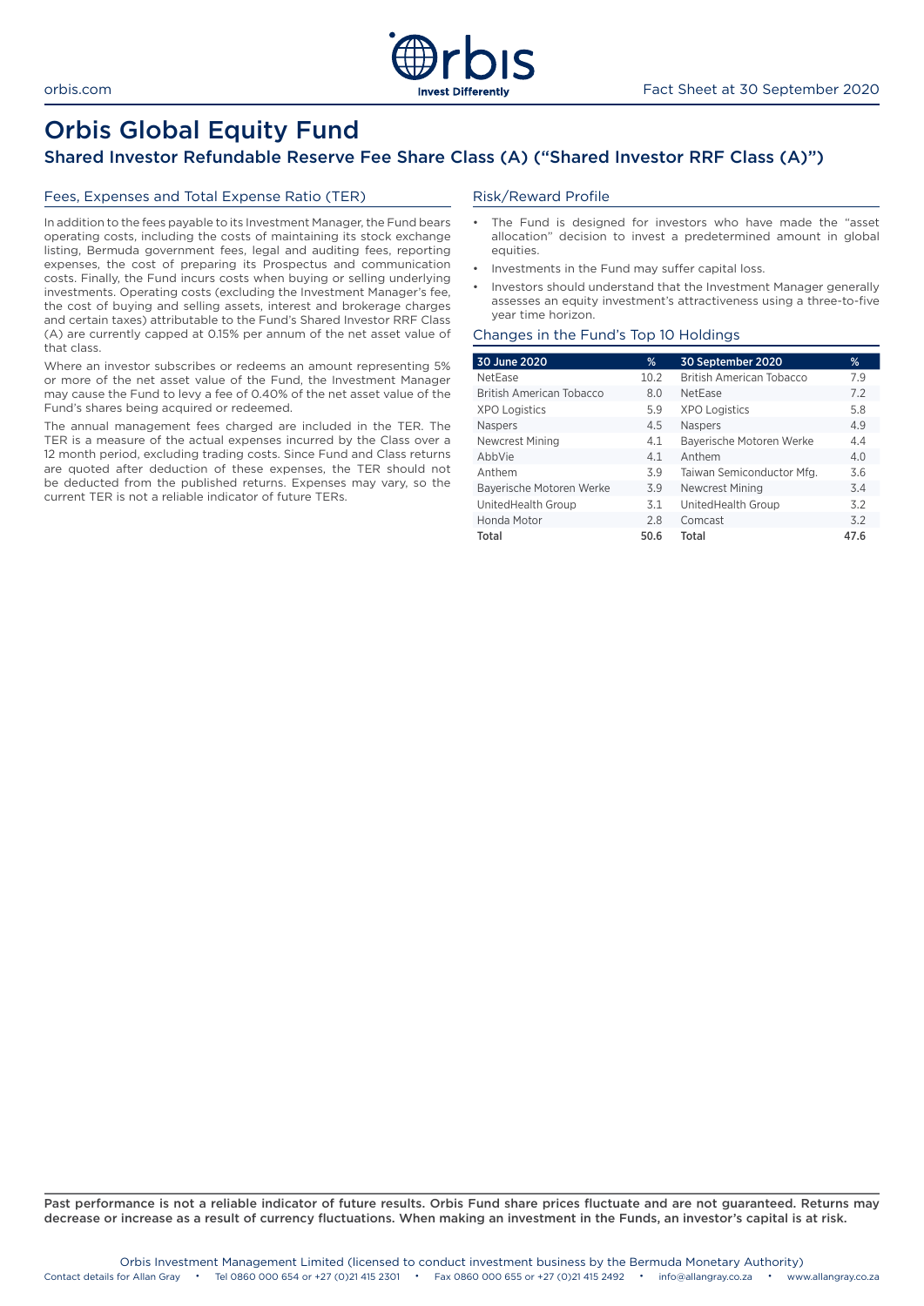# Orbis Global Equity Fund

## Shared Investor Refundable Reserve Fee Share Class (A) ("Shared Investor RRF Class (A)")

### Fees, Expenses and Total Expense Ratio (TER)

In addition to the fees payable to its Investment Manager, the Fund bears operating costs, including the costs of maintaining its stock exchange listing, Bermuda government fees, legal and auditing fees, reporting expenses, the cost of preparing its Prospectus and communication costs. Finally, the Fund incurs costs when buying or selling underlying investments. Operating costs (excluding the Investment Manager's fee, the cost of buying and selling assets, interest and brokerage charges and certain taxes) attributable to the Fund's Shared Investor RRF Class (A) are currently capped at 0.15% per annum of the net asset value of that class.

Where an investor subscribes or redeems an amount representing 5% or more of the net asset value of the Fund, the Investment Manager may cause the Fund to levy a fee of 0.40% of the net asset value of the Fund's shares being acquired or redeemed.

The annual management fees charged are included in the TER. The TER is a measure of the actual expenses incurred by the Class over a 12 month period, excluding trading costs. Since Fund and Class returns are quoted after deduction of these expenses, the TER should not be deducted from the published returns. Expenses may vary, so the current TER is not a reliable indicator of future TERs.

### Risk/Reward Profile

- The Fund is designed for investors who have made the "asset allocation" decision to invest a predetermined amount in global equities.
- Investments in the Fund may suffer capital loss.
- Investors should understand that the Investment Manager generally assesses an equity investment's attractiveness using a three-to-five year time horizon.

### Changes in the Fund's Top 10 Holdings

| 30 June 2020 | % | 30 September 2020 | % |
|---|---|---|---|
| NetEase | 10.2 | British American Tobacco | 7.9 |
| British American Tobacco | 8.0 | NetEase | 7.2 |
| XPO Logistics | 5.9 | XPO Logistics | 5.8 |
| Naspers | 4.5 | Naspers | 4.9 |
| Newcrest Mining | 4.1 | Bayerische Motoren Werke | 4.4 |
| AbbVie | 4.1 | Anthem | 4.0 |
| Anthem | 3.9 | Taiwan Semiconductor Mfg. | 3.6 |
| Bayerische Motoren Werke | 3.9 | Newcrest Mining | 3.4 |
| UnitedHealth Group | 3.1 | UnitedHealth Group | 3.2 |
| Honda Motor | 2.8 | Comcast | 3.2 |
| **Total** | **50.6** | **Total** | **47.6** |

**Past performance is not a reliable indicator of future results. Orbis Fund share prices fluctuate and are not guaranteed. Returns may decrease or increase as a result of currency fluctuations. When making an investment in the Funds, an investor's capital is at risk.**

Orbis Investment Management Limited (licensed to conduct investment business by the Bermuda Monetary Authority)

Contact details for Allan Gray • Tel 0860 000 654 or +27 (0)21 415 2301 • Fax 0860 000 655 or +27 (0)21 415 2492 • info@allangray.co.za • www.allangray.co.za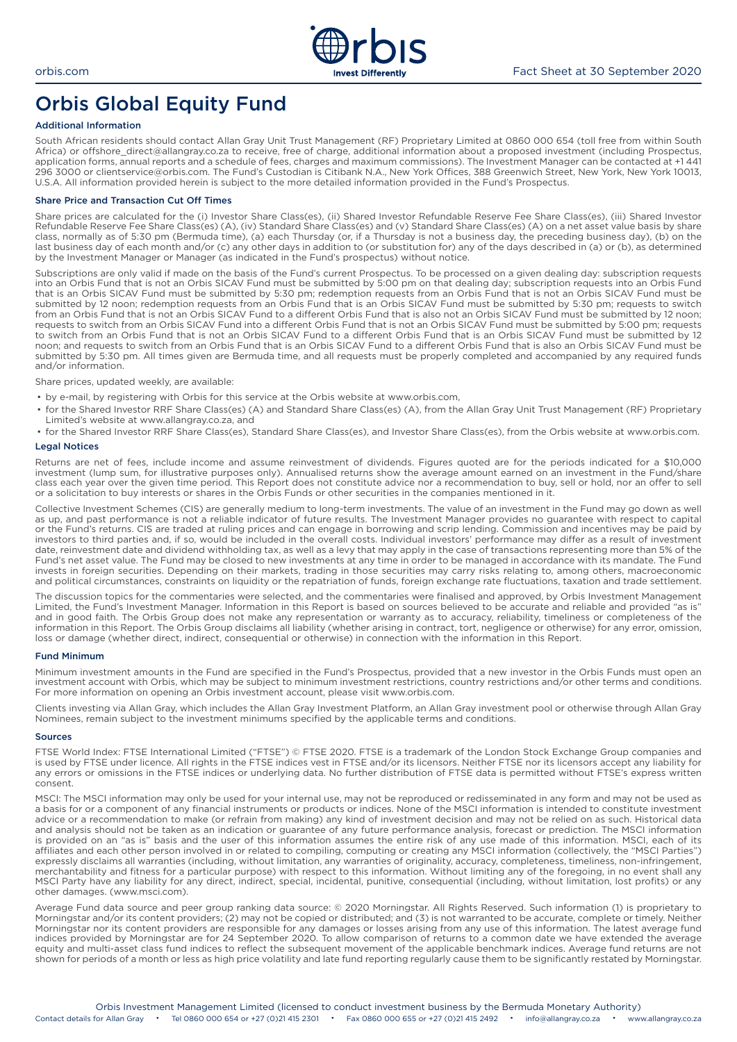# Orbis Global Equity Fund

### Additional Information

South African residents should contact Allan Gray Unit Trust Management (RF) Proprietary Limited at 0860 000 654 (toll free from within South Africa) or offshore_direct@allangray.co.za to receive, free of charge, additional information about a proposed investment (including Prospectus, application forms, annual reports and a schedule of fees, charges and maximum commissions). The Investment Manager can be contacted at +1 441 296 3000 or clientservice@orbis.com. The Fund's Custodian is Citibank N.A., New York Offices, 388 Greenwich Street, New York, New York 10013, U.S.A. All information provided herein is subject to the more detailed information provided in the Fund's Prospectus.

### Share Price and Transaction Cut Off Times

Share prices are calculated for the (i) Investor Share Class(es), (ii) Shared Investor Refundable Reserve Fee Share Class(es), (iii) Shared Investor Refundable Reserve Fee Share Class(es) (A), (iv) Standard Share Class(es) and (v) Standard Share Class(es) (A) on a net asset value basis by share class, normally as of 5:30 pm (Bermuda time), (a) each Thursday (or, if a Thursday is not a business day, the preceding business day), (b) on the last business day of each month and/or (c) any other days in addition to (or substitution for) any of the days described in (a) or (b), as determined by the Investment Manager or Manager (as indicated in the Fund's prospectus) without notice.

Subscriptions are only valid if made on the basis of the Fund's current Prospectus. To be processed on a given dealing day: subscription requests into an Orbis Fund that is not an Orbis SICAV Fund must be submitted by 5:00 pm on that dealing day; subscription requests into an Orbis Fund that is an Orbis SICAV Fund must be submitted by 5:30 pm; redemption requests from an Orbis Fund that is not an Orbis SICAV Fund must be submitted by 12 noon; redemption requests from an Orbis Fund that is an Orbis SICAV Fund must be submitted by 5:30 pm; requests to switch from an Orbis Fund that is not an Orbis SICAV Fund to a different Orbis Fund that is also not an Orbis SICAV Fund must be submitted by 12 noon; requests to switch from an Orbis SICAV Fund into a different Orbis Fund that is not an Orbis SICAV Fund must be submitted by 5:00 pm; requests to switch from an Orbis Fund that is not an Orbis SICAV Fund to a different Orbis Fund that is an Orbis SICAV Fund must be submitted by 12 noon; and requests to switch from an Orbis Fund that is an Orbis SICAV Fund to a different Orbis Fund that is also an Orbis SICAV Fund must be submitted by 5:30 pm. All times given are Bermuda time, and all requests must be properly completed and accompanied by any required funds and/or information.

Share prices, updated weekly, are available:

- by e-mail, by registering with Orbis for this service at the Orbis website at www.orbis.com,
- for the Shared Investor RRF Share Class(es) (A) and Standard Share Class(es) (A), from the Allan Gray Unit Trust Management (RF) Proprietary Limited's website at www.allangray.co.za, and
- for the Shared Investor RRF Share Class(es), Standard Share Class(es), and Investor Share Class(es), from the Orbis website at www.orbis.com.

### Legal Notices

Returns are net of fees, include income and assume reinvestment of dividends. Figures quoted are for the periods indicated for a $10,000 investment (lump sum, for illustrative purposes only). Annualised returns show the average amount earned on an investment in the Fund/share class each year over the given time period. This Report does not constitute advice nor a recommendation to buy, sell or hold, nor an offer to sell or a solicitation to buy interests or shares in the Orbis Funds or other securities in the companies mentioned in it.

Collective Investment Schemes (CIS) are generally medium to long-term investments. The value of an investment in the Fund may go down as well as up, and past performance is not a reliable indicator of future results. The Investment Manager provides no guarantee with respect to capital or the Fund's returns. CIS are traded at ruling prices and can engage in borrowing and scrip lending. Commission and incentives may be paid by investors to third parties and, if so, would be included in the overall costs. Individual investors' performance may differ as a result of investment date, reinvestment date and dividend withholding tax, as well as a levy that may apply in the case of transactions representing more than 5% of the Fund's net asset value. The Fund may be closed to new investments at any time in order to be managed in accordance with its mandate. The Fund invests in foreign securities. Depending on their markets, trading in those securities may carry risks relating to, among others, macroeconomic and political circumstances, constraints on liquidity or the repatriation of funds, foreign exchange rate fluctuations, taxation and trade settlement.

The discussion topics for the commentaries were selected, and the commentaries were finalised and approved, by Orbis Investment Management Limited, the Fund's Investment Manager. Information in this Report is based on sources believed to be accurate and reliable and provided "as is" and in good faith. The Orbis Group does not make any representation or warranty as to accuracy, reliability, timeliness or completeness of the information in this Report. The Orbis Group disclaims all liability (whether arising in contract, tort, negligence or otherwise) for any error, omission, loss or damage (whether direct, indirect, consequential or otherwise) in connection with the information in this Report.

### Fund Minimum

Minimum investment amounts in the Fund are specified in the Fund's Prospectus, provided that a new investor in the Orbis Funds must open an investment account with Orbis, which may be subject to minimum investment restrictions, country restrictions and/or other terms and conditions. For more information on opening an Orbis investment account, please visit www.orbis.com.

Clients investing via Allan Gray, which includes the Allan Gray Investment Platform, an Allan Gray investment pool or otherwise through Allan Gray Nominees, remain subject to the investment minimums specified by the applicable terms and conditions.

### Sources

FTSE World Index: FTSE International Limited ("FTSE") © FTSE 2020. FTSE is a trademark of the London Stock Exchange Group companies and is used by FTSE under licence. All rights in the FTSE indices vest in FTSE and/or its licensors. Neither FTSE nor its licensors accept any liability for any errors or omissions in the FTSE indices or underlying data. No further distribution of FTSE data is permitted without FTSE's express written consent.

MSCI: The MSCI information may only be used for your internal use, may not be reproduced or redisseminated in any form and may not be used as a basis for or a component of any financial instruments or products or indices. None of the MSCI information is intended to constitute investment advice or a recommendation to make (or refrain from making) any kind of investment decision and may not be relied on as such. Historical data and analysis should not be taken as an indication or guarantee of any future performance analysis, forecast or prediction. The MSCI information is provided on an "as is" basis and the user of this information assumes the entire risk of any use made of this information. MSCI, each of its affiliates and each other person involved in or related to compiling, computing or creating any MSCI information (collectively, the "MSCI Parties") expressly disclaims all warranties (including, without limitation, any warranties of originality, accuracy, completeness, timeliness, non-infringement, merchantability and fitness for a particular purpose) with respect to this information. Without limiting any of the foregoing, in no event shall any MSCI Party have any liability for any direct, indirect, special, incidental, punitive, consequential (including, without limitation, lost profits) or any other damages. (www.msci.com).

Average Fund data source and peer group ranking data source: © 2020 Morningstar. All Rights Reserved. Such information (1) is proprietary to Morningstar and/or its content providers; (2) may not be copied or distributed; and (3) is not warranted to be accurate, complete or timely. Neither Morningstar nor its content providers are responsible for any damages or losses arising from any use of this information. The latest average fund indices provided by Morningstar are for 24 September 2020. To allow comparison of returns to a common date we have extended the average equity and multi-asset class fund indices to reflect the subsequent movement of the applicable benchmark indices. Average fund returns are not shown for periods of a month or less as high price volatility and late fund reporting regularly cause them to be significantly restated by Morningstar.

Orbis Investment Management Limited (licensed to conduct investment business by the Bermuda Monetary Authority)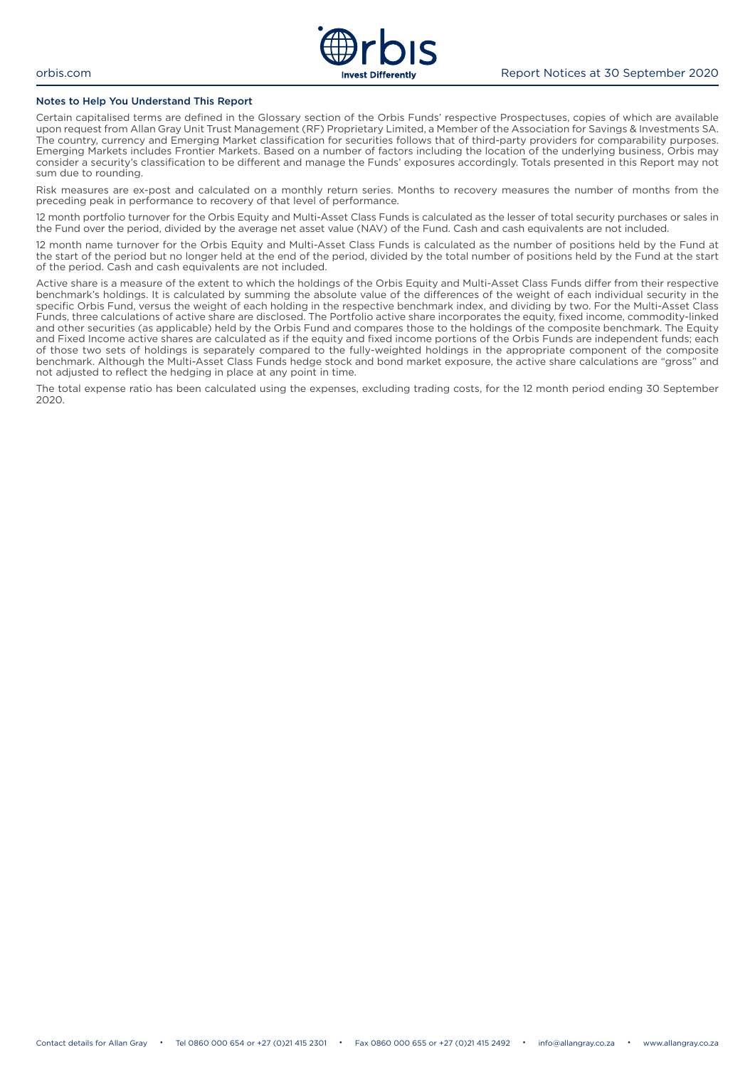### Notes to Help You Understand This Report

Certain capitalised terms are defined in the Glossary section of the Orbis Funds' respective Prospectuses, copies of which are available upon request from Allan Gray Unit Trust Management (RF) Proprietary Limited, a Member of the Association for Savings & Investments SA. The country, currency and Emerging Market classification for securities follows that of third-party providers for comparability purposes. Emerging Markets includes Frontier Markets. Based on a number of factors including the location of the underlying business, Orbis may consider a security's classification to be different and manage the Funds' exposures accordingly. Totals presented in this Report may not sum due to rounding.

Risk measures are ex-post and calculated on a monthly return series. Months to recovery measures the number of months from the preceding peak in performance to recovery of that level of performance.

12 month portfolio turnover for the Orbis Equity and Multi-Asset Class Funds is calculated as the lesser of total security purchases or sales in the Fund over the period, divided by the average net asset value (NAV) of the Fund. Cash and cash equivalents are not included.

12 month name turnover for the Orbis Equity and Multi-Asset Class Funds is calculated as the number of positions held by the Fund at the start of the period but no longer held at the end of the period, divided by the total number of positions held by the Fund at the start of the period. Cash and cash equivalents are not included.

Active share is a measure of the extent to which the holdings of the Orbis Equity and Multi-Asset Class Funds differ from their respective benchmark's holdings. It is calculated by summing the absolute value of the differences of the weight of each individual security in the specific Orbis Fund, versus the weight of each holding in the respective benchmark index, and dividing by two. For the Multi-Asset Class Funds, three calculations of active share are disclosed. The Portfolio active share incorporates the equity, fixed income, commodity-linked and other securities (as applicable) held by the Orbis Fund and compares those to the holdings of the composite benchmark. The Equity and Fixed Income active shares are calculated as if the equity and fixed income portions of the Orbis Funds are independent funds; each of those two sets of holdings is separately compared to the fully-weighted holdings in the appropriate component of the composite benchmark. Although the Multi-Asset Class Funds hedge stock and bond market exposure, the active share calculations are "gross" and not adjusted to reflect the hedging in place at any point in time.

The total expense ratio has been calculated using the expenses, excluding trading costs, for the 12 month period ending 30 September 2020.